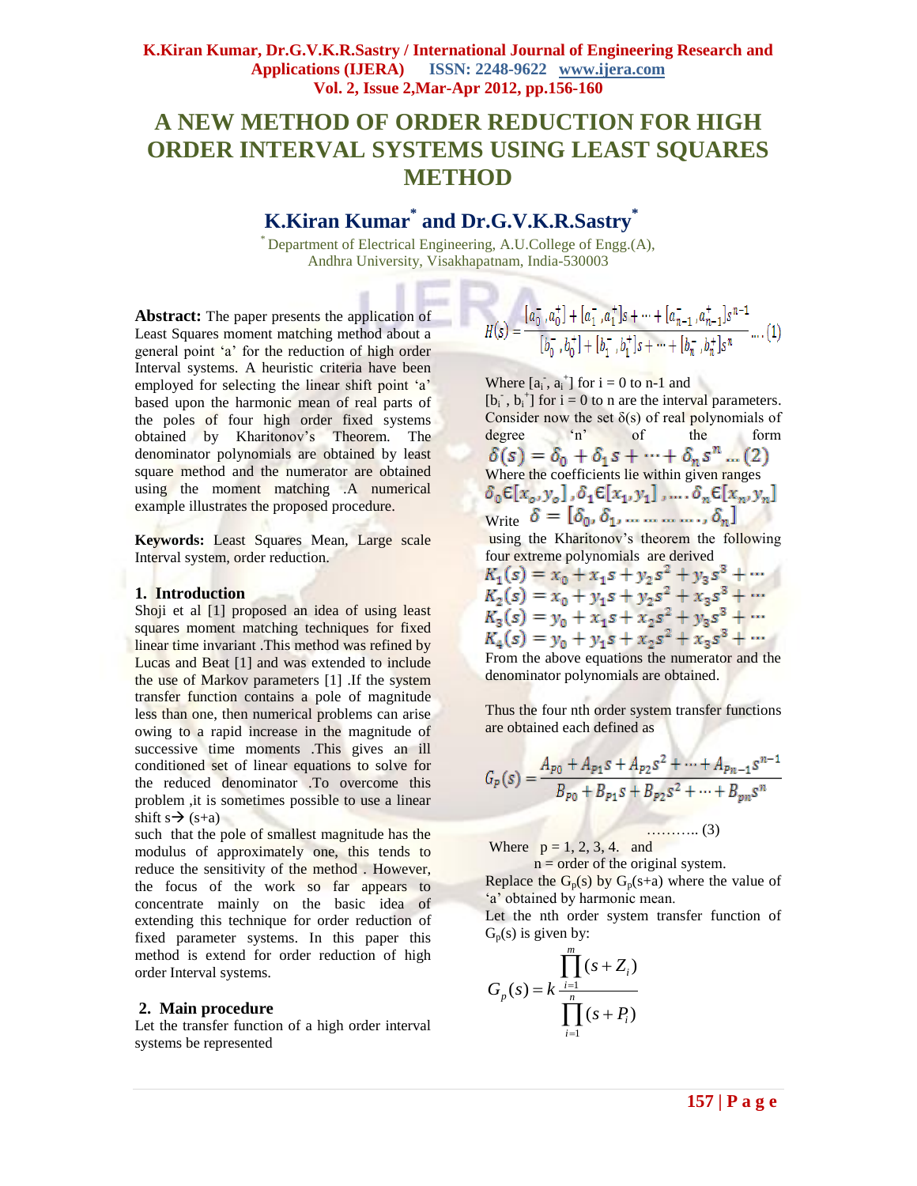# A NEW METHOD OF ORDER REDUCTION FOR HIGH ORDER INTERVAL SYSTEMS USING LEAST SQUARES METHOD

## K.Kiran Kumar* and Dr.G.V.K.R.Sastry*

*Department of Electrical Engineering, A.U.College of Engg.(A), Andhra University, Visakhapatnam, India-530003

**Abstract:** The paper presents the application of Least Squares moment matching method about a general point 'a' for the reduction of high order Interval systems. A heuristic criteria have been employed for selecting the linear shift point 'a' based upon the harmonic mean of real parts of the poles of four high order fixed systems obtained by Kharitonov's Theorem. The denominator polynomials are obtained by least square method and the numerator are obtained using the moment matching .A numerical example illustrates the proposed procedure.

**Keywords:** Least Squares Mean, Large scale Interval system, order reduction.

### 1. Introduction

Shoji et al [1] proposed an idea of using least squares moment matching techniques for fixed linear time invariant .This method was refined by Lucas and Beat [1] and was extended to include the use of Markov parameters [1] .If the system transfer function contains a pole of magnitude less than one, then numerical problems can arise owing to a rapid increase in the magnitude of successive time moments .This gives an ill conditioned set of linear equations to solve for the reduced denominator .To overcome this problem ,it is sometimes possible to use a linear shift s→ (s+a)

such that the pole of smallest magnitude has the modulus of approximately one, this tends to reduce the sensitivity of the method . However, the focus of the work so far appears to concentrate mainly on the basic idea of extending this technique for order reduction of fixed parameter systems. In this paper this method is extend for order reduction of high order Interval systems.

### 2. Main procedure

Let the transfer function of a high order interval systems be represented

$$H(s) = \frac{[a_0^-, a_0^+] + [a_1^-, a_1^+]s + \cdots + [a_{n-1}^-, a_{n-1}^+]s^{n-1}}{[b_0^-, b_0^+] + [b_1^-, b_1^+]s + \cdots + [b_n^-, b_n^+]s^n} \quad \ldots (1)$$

Where $[a_i^-, a_i^+]$ for i = 0 to n-1 and $[b_i^-, b_i^+]$ for i = 0 to n are the interval parameters. Consider now the set $\delta(s)$ of real polynomials of degree 'n' of the form

$$\delta(s) = \delta_0 + \delta_1 s + \cdots + \delta_n s^n \ldots (2)$$

Where the coefficients lie within given ranges

$$\delta_0 \in [x_o, y_o], \delta_1 \in [x_1, y_1], \ldots. \delta_n \in [x_n, y_n]$$

Write $\delta = [\delta_0, \delta_1, \ldots\ldots\ldots\ldots, \delta_n]$

using the Kharitonov's theorem the following four extreme polynomials are derived

$$K_1(s) = x_0 + x_1 s + y_2 s^2 + y_3 s^3 + \cdots$$
$$K_2(s) = x_0 + y_1 s + y_2 s^2 + x_3 s^3 + \cdots$$
$$K_3(s) = y_0 + x_1 s + x_2 s^2 + y_3 s^3 + \cdots$$
$$K_4(s) = y_0 + y_1 s + x_2 s^2 + x_3 s^3 + \cdots$$

From the above equations the numerator and the denominator polynomials are obtained.

Thus the four nth order system transfer functions are obtained each defined as

$$G_p(s) = \frac{A_{p0} + A_{p1}s + A_{p2}s^2 + \cdots + A_{pn-1}s^{n-1}}{B_{p0} + B_{p1}s + B_{p2}s^2 + \cdots + B_{pn}s^n} \quad \ldots\ldots\ldots.. (3)$$

Where p = 1, 2, 3, 4. and

n = order of the original system.

Replace the $G_p(s)$ by $G_p(s+a)$ where the value of 'a' obtained by harmonic mean.

Let the nth order system transfer function of $G_p(s)$ is given by:

$$G_p(s) = k\frac{\prod_{i=1}^{m}(s+Z_i)}{\prod_{i=1}^{n}(s+P_i)}$$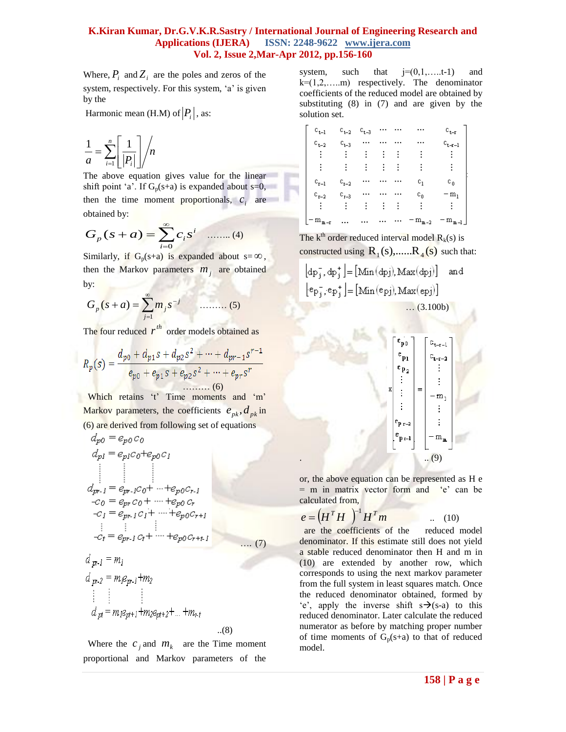Where, $P_i$ and $Z_i$ are the poles and zeros of the system, respectively. For this system, 'a' is given by the

Harmonic mean (H.M) of $|P_i|$, as:

$$\frac{1}{a} = \sum_{i=1}^{n}\left[\frac{1}{|P_i|}\right] \Big/ n$$

The above equation gives value for the linear shift point 'a'. If $G_p(s+a)$ is expanded about s=0, then the time moment proportionals, $c_i$ are obtained by:

$$G_p(s+a) = \sum_{i=0}^{\infty} c_i s^i \quad \text{........ (4)}$$

Similarly, if $G_p(s+a)$ is expanded about $s=\infty$, then the Markov parameters $m_j$ are obtained by:

$$G_p(s+a) = \sum_{j=1}^{\infty} m_j s^{-j} \quad \text{......... (5)}$$

The four reduced $r^{th}$ order models obtained as

$$R_p(s) = \frac{d_{p0} + d_{p1}s + d_{p2}s^2 + \cdots + d_{pr-1}s^{r-1}}{e_{p0} + e_{p1}s + e_{p2}s^2 + \cdots + e_{pr}s^r} \quad \text{......... (6)}$$

Which retains 't' Time moments and 'm' Markov parameters, the coefficients $e_{pk}, d_{pk}$ in (6) are derived from following set of equations

$$\begin{aligned}
d_{p0} &= e_{p0}c_0 \\
d_{p1} &= e_{p1}c_0 + e_{p0}c_1 \\
&\vdots \\
d_{pr-1} &= e_{pr-1}c_0 + \cdots + e_{p0}c_{r-1} \\
-c_0 &= e_{pr}c_0 + \cdots + e_{p0}c_r \\
-c_1 &= e_{pr-1}c_1 + \cdots + e_{p0}c_{r+1} \\
&\vdots \\
-c_t &= e_{pr-1}c_t + \cdots + e_{p0}c_{r+t-1}
\end{aligned} \quad \text{.... (7)}$$

$$\begin{aligned}
d_{pr-1} &= m_1 \\
d_{pr-2} &= m_1 e_{pr-1} + m_2 \\
&\vdots \\
d_{pt} &= m_1 e_{pt+1} + m_2 e_{pt+2} + \ldots + m_{r-t}
\end{aligned} \quad \text{..(8)}$$

Where the $c_j$ and $m_k$ are the Time moment proportional and Markov parameters of the system, such that j=(0,1,.....t-1) and k=(1,2,.....m) respectively. The denominator coefficients of the reduced model are obtained by substituting (8) in (7) and are given by the solution set.

$$\begin{bmatrix}
c_{t-1} & c_{t-2} & c_{t-3} & \cdots & \cdots & \cdots & c_{t-r} \\
c_{t-2} & c_{t-3} & \cdots & \cdots & \cdots & \cdots & c_{t-r-1} \\
\vdots & \vdots & \vdots & \vdots & \vdots & \vdots & \vdots \\
\vdots & \vdots & \vdots & \vdots & \vdots & \vdots & \vdots \\
c_{r-1} & c_{r-2} & \cdots & \cdots & \cdots & c_1 & c_0 \\
c_{r-2} & c_{r-3} & \cdots & \cdots & \cdots & c_0 & -m_1 \\
\vdots & \vdots & \vdots & \vdots & \vdots & \vdots & \vdots \\
-m_{m-r} & \cdots & \cdots & \cdots & \cdots & -m_{m-2} & -m_{m-1}
\end{bmatrix}
\times
\begin{bmatrix}
e_{p0} \\ e_{p1} \\ e_{p2} \\ \vdots \\ \vdots \\ \vdots \\ e_{pr-2} \\ e_{pr-1}
\end{bmatrix}
=
\begin{bmatrix}
c_{t-r-1} \\ c_{t-r-2} \\ \vdots \\ \vdots \\ -m_1 \\ \vdots \\ \vdots \\ -m_m
\end{bmatrix} \quad \text{.. (9)}$$

The $k^{th}$ order reduced interval model $R_k(s)$ is constructed using $R_1(s),......R_4(s)$ such that:

$$\left[dp_j^-, dp_j^+\right] = \left[\text{Min}(dpj), \text{Max}(dpj)\right] \quad \text{and}$$
$$\left[ep_j^-, ep_j^+\right] = \left[\text{Min}(epj), \text{Max}(epj)\right] \quad \text{... (3.100b)}$$

or, the above equation can be represented as H e = m in matrix vector form and 'e' can be calculated from,

$$e = \left(H^T H\right)^{-1} H^T m \quad \text{.. (10)}$$

are the coefficients of the reduced model denominator. If this estimate still does not yield a stable reduced denominator then H and m in (10) are extended by another row, which corresponds to using the next markov parameter from the full system in least squares match. Once the reduced denominator obtained, formed by 'e', apply the inverse shift s→(s-a) to this reduced denominator. Later calculate the reduced numerator as before by matching proper number of time moments of $G_p(s+a)$ to that of reduced model.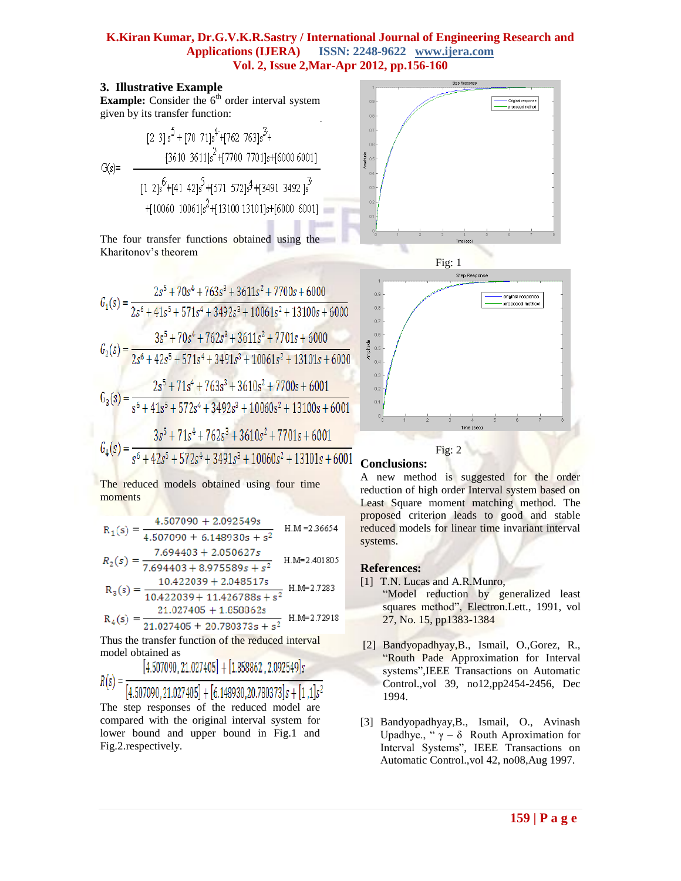## 3. Illustrative Example

**Example:** Consider the 6th order interval system given by its transfer function:

$$G(s)=\frac{[2\ \ 3]s^5+[70\ \ 71]s^4+[762\ \ 763]s^3+[3610\ \ 3611]s^2+[7700\ \ 7701]s+[6000\ 6001]}{[1\ \ 2]s^6+[41\ \ 42]s^5+[571\ \ 572]s^4+[3491\ \ 3492\ ]s^3+[10060\ \ 10061]s^2+[13100\ 13101]s+[6000\ \ 6001]}$$

The four transfer functions obtained using the Kharitonov's theorem

$$G_1(s)=\frac{2s^5+70s^4+763s^3+3611s^2+7700s+6000}{2s^6+41s^5+571s^4+3492s^3+10061s^2+13100s+6000}$$

$$G_2(s)=\frac{3s^5+70s^4+762s^3+3611s^2+7701s+6000}{2s^6+42s^5+571s^4+3491s^3+10061s^2+13101s+6000}$$

$$G_3(s)=\frac{2s^5+71s^4+763s^3+3610s^2+7700s+6001}{s^6+41s^5+572s^4+3492s^3+10060s^2+13100s+6001}$$

$$G_4(s)=\frac{3s^5+71s^4+762s^3+3610s^2+7701s+6001}{s^6+42s^5+572s^4+3491s^3+10060s^2+13101s+6001}$$

The reduced models obtained using four time moments

$$R_1(s)=\frac{4.507090+2.092549s}{4.507090+6.148930s+s^2}\quad \text{H.M}=2.36654$$

$$R_2(s)=\frac{7.694403+2.050627s}{7.694403+8.975589s+s^2}\quad \text{H.M}=2.401805$$

$$R_3(s)=\frac{10.422039+2.048517s}{10.422039+11.426788s+s^2}\quad \text{H.M}=2.7283$$

$$R_4(s)=\frac{21.027405+1.858862s}{21.027405+20.780373s+s^2}\quad \text{H.M}=2.72918$$

Thus the transfer function of the reduced interval model obtained as

$$R(s)=\frac{[4.507090,21.027405]+[1.858862,2.092549]s}{[4.507090,21.027405]+[6.148930,20.780373]s+[1,1]s^2}$$

The step responses of the reduced model are compared with the original interval system for lower bound and upper bound in Fig.1 and Fig.2.respectively.

Fig: 1

Fig: 2

## Conclusions:

A new method is suggested for the order reduction of high order Interval system based on Least Square moment matching method. The proposed criterion leads to good and stable reduced models for linear time invariant interval systems.

## References:

[1] T.N. Lucas and A.R.Munro, "Model reduction by generalized least squares method", Electron.Lett., 1991, vol 27, No. 15, pp1383-1384

[2] Bandyopadhyay,B., Ismail, O.,Gorez, R., "Routh Pade Approximation for Interval systems",IEEE Transactions on Automatic Control.,vol 39, no12,pp2454-2456, Dec 1994.

[3] Bandyopadhyay,B., Ismail, O., Avinash Upadhye., " $\gamma-\delta$ Routh Aproximation for Interval Systems", IEEE Transactions on Automatic Control.,vol 42, no08,Aug 1997.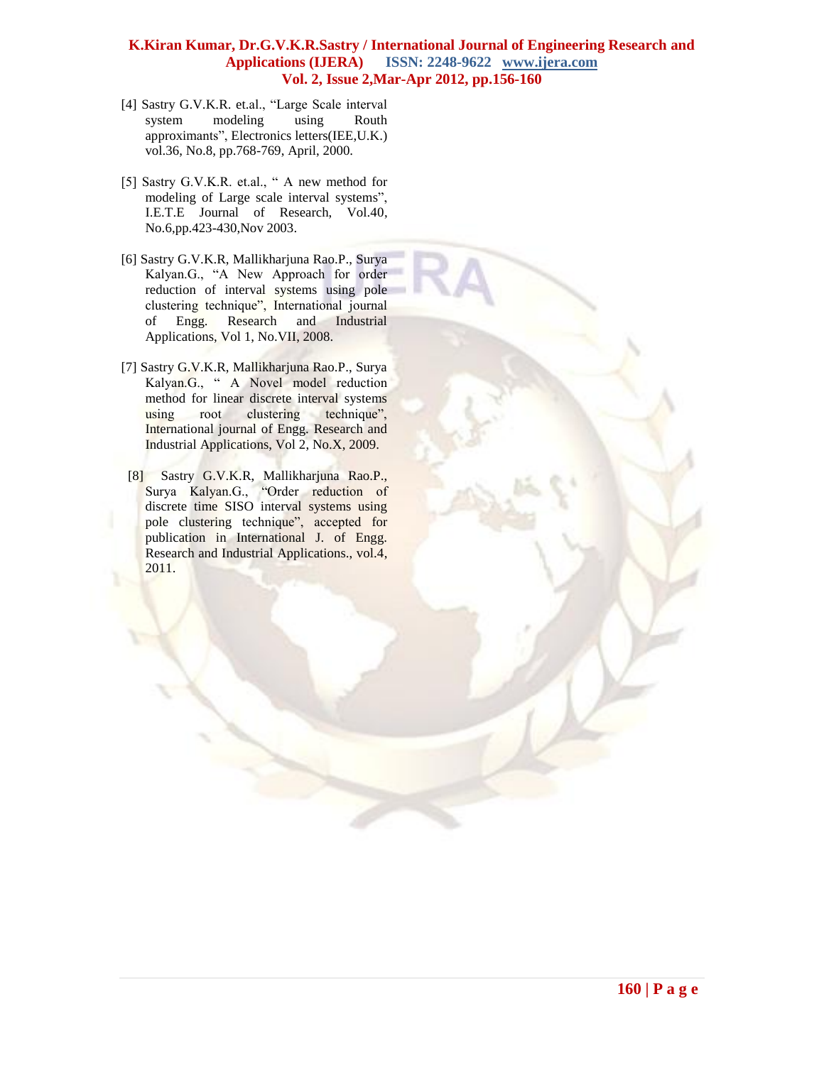[4] Sastry G.V.K.R. et.al., "Large Scale interval system modeling using Routh approximants", Electronics letters(IEE,U.K.) vol.36, No.8, pp.768-769, April, 2000.

[5] Sastry G.V.K.R. et.al., " A new method for modeling of Large scale interval systems", I.E.T.E Journal of Research, Vol.40, No.6,pp.423-430,Nov 2003.

[6] Sastry G.V.K.R, Mallikharjuna Rao.P., Surya Kalyan.G., "A New Approach for order reduction of interval systems using pole clustering technique", International journal of Engg. Research and Industrial Applications, Vol 1, No.VII, 2008.

[7] Sastry G.V.K.R, Mallikharjuna Rao.P., Surya Kalyan.G., " A Novel model reduction method for linear discrete interval systems using root clustering technique", International journal of Engg. Research and Industrial Applications, Vol 2, No.X, 2009.

[8] Sastry G.V.K.R, Mallikharjuna Rao.P., Surya Kalyan.G., "Order reduction of discrete time SISO interval systems using pole clustering technique", accepted for publication in International J. of Engg. Research and Industrial Applications., vol.4, 2011.